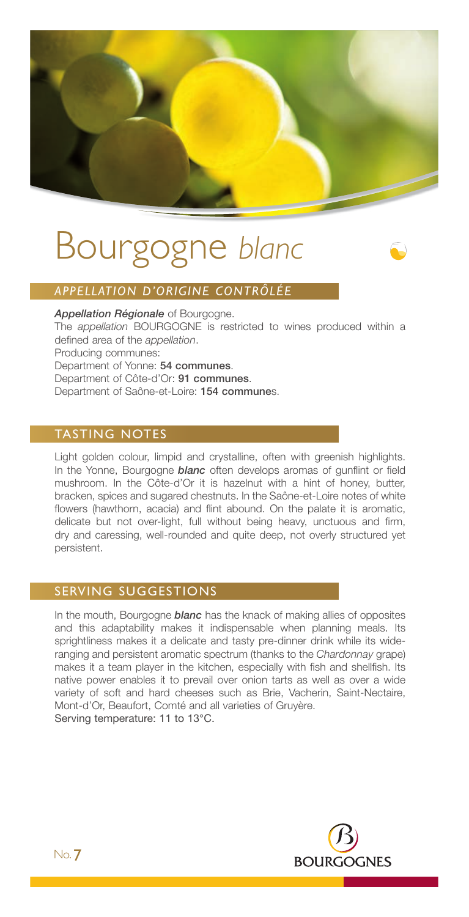# Bourgogne *blanc*

## *APPELLATION D'ORIGINE CONTRÔLÉE*

***Appellation Régionale*** of Bourgogne.

The *appellation* BOURGOGNE is restricted to wines produced within a defined area of the *appellation*.

Producing communes:

Department of Yonne: **54 communes**.

Department of Côte-d'Or: **91 communes**.

Department of Saône-et-Loire: **154 communes**.

## TASTING NOTES

Light golden colour, limpid and crystalline, often with greenish highlights. In the Yonne, Bourgogne ***blanc*** often develops aromas of gunflint or field mushroom. In the Côte-d'Or it is hazelnut with a hint of honey, butter, bracken, spices and sugared chestnuts. In the Saône-et-Loire notes of white flowers (hawthorn, acacia) and flint abound. On the palate it is aromatic, delicate but not over-light, full without being heavy, unctuous and firm, dry and caressing, well-rounded and quite deep, not overly structured yet persistent.

## SERVING SUGGESTIONS

In the mouth, Bourgogne ***blanc*** has the knack of making allies of opposites and this adaptability makes it indispensable when planning meals. Its sprightliness makes it a delicate and tasty pre-dinner drink while its wide-ranging and persistent aromatic spectrum (thanks to the *Chardonnay* grape) makes it a team player in the kitchen, especially with fish and shellfish. Its native power enables it to prevail over onion tarts as well as over a wide variety of soft and hard cheeses such as Brie, Vacherin, Saint-Nectaire, Mont-d'Or, Beaufort, Comté and all varieties of Gruyère.

Serving temperature: 11 to 13°C.

No. 7

BOURGOGNES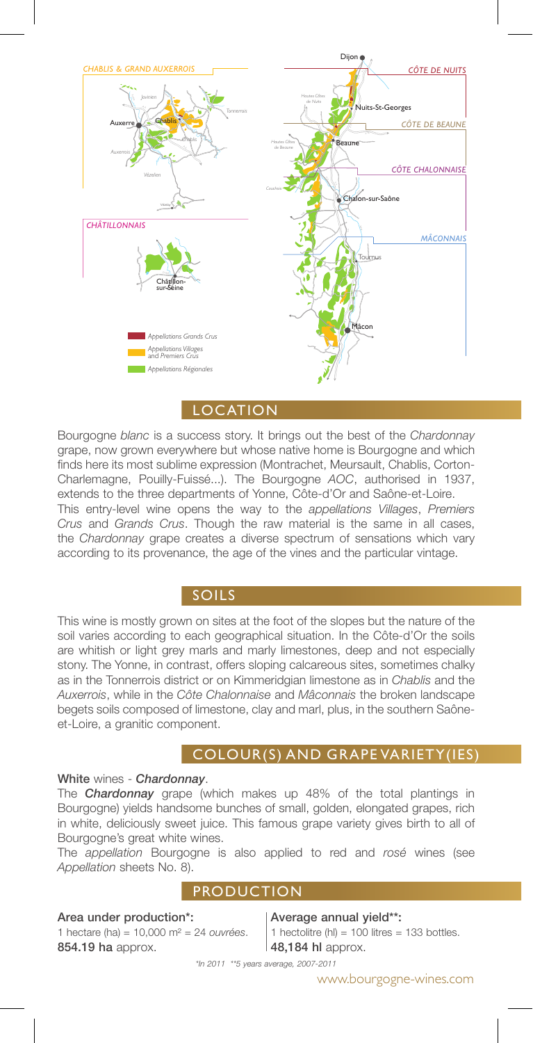## LOCATION

Bourgogne *blanc* is a success story. It brings out the best of the *Chardonnay* grape, now grown everywhere but whose native home is Bourgogne and which finds here its most sublime expression (Montrachet, Meursault, Chablis, Corton-Charlemagne, Pouilly-Fuissé...). The Bourgogne *AOC*, authorised in 1937, extends to the three departments of Yonne, Côte-d'Or and Saône-et-Loire.

This entry-level wine opens the way to the *appellations Villages*, *Premiers Crus* and *Grands Crus*. Though the raw material is the same in all cases, the *Chardonnay* grape creates a diverse spectrum of sensations which vary according to its provenance, the age of the vines and the particular vintage.

## SOILS

This wine is mostly grown on sites at the foot of the slopes but the nature of the soil varies according to each geographical situation. In the Côte-d'Or the soils are whitish or light grey marls and marly limestones, deep and not especially stony. The Yonne, in contrast, offers sloping calcareous sites, sometimes chalky as in the Tonnerrois district or on Kimmeridgian limestone as in *Chablis* and the *Auxerrois*, while in the *Côte Chalonnaise* and *Mâconnais* the broken landscape begets soils composed of limestone, clay and marl, plus, in the southern Saône-et-Loire, a granitic component.

## COLOUR(S) AND GRAPE VARIETY(IES)

**White** wines - ***Chardonnay***.

The ***Chardonnay*** grape (which makes up 48% of the total plantings in Bourgogne) yields handsome bunches of small, golden, elongated grapes, rich in white, deliciously sweet juice. This famous grape variety gives birth to all of Bourgogne's great white wines.

The *appellation* Bourgogne is also applied to red and *rosé* wines (see *Appellation* sheets No. 8).

## PRODUCTION

**Area under production\*:**
1 hectare (ha) = 10,000 m² = 24 *ouvrées*.
**854.19 ha** approx.

**Average annual yield\*\*:**
1 hectolitre (hl) = 100 litres = 133 bottles.
**48,184 hl** approx.

*\*In 2011 \*\*5 years average, 2007-2011*

www.bourgogne-wines.com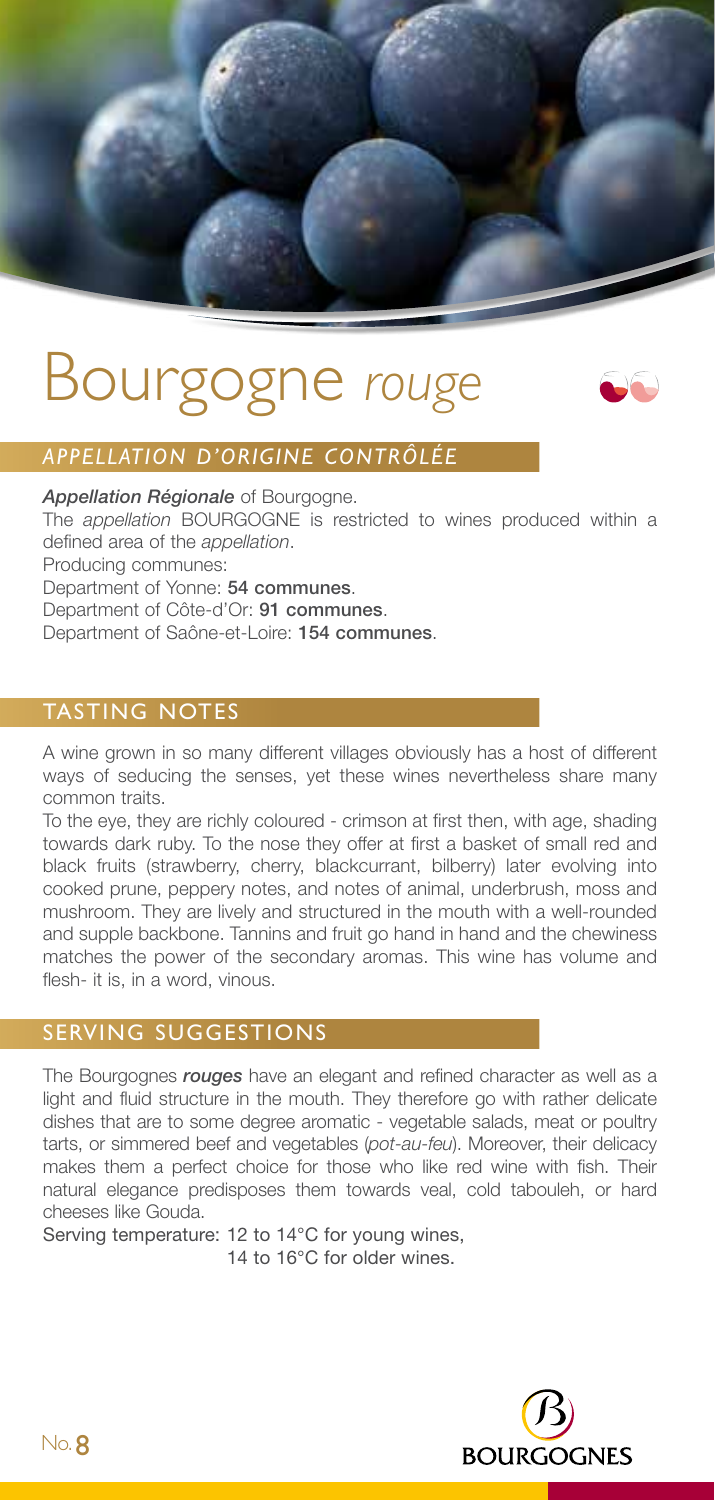# Bourgogne *rouge*

## *APPELLATION D'ORIGINE CONTRÔLÉE*

***Appellation Régionale*** of Bourgogne.

The *appellation* BOURGOGNE is restricted to wines produced within a defined area of the *appellation*.

Producing communes:

Department of Yonne: **54 communes**.

Department of Côte-d'Or: **91 communes**.

Department of Saône-et-Loire: **154 communes**.

## TASTING NOTES

A wine grown in so many different villages obviously has a host of different ways of seducing the senses, yet these wines nevertheless share many common traits.

To the eye, they are richly coloured - crimson at first then, with age, shading towards dark ruby. To the nose they offer at first a basket of small red and black fruits (strawberry, cherry, blackcurrant, bilberry) later evolving into cooked prune, peppery notes, and notes of animal, underbrush, moss and mushroom. They are lively and structured in the mouth with a well-rounded and supple backbone. Tannins and fruit go hand in hand and the chewiness matches the power of the secondary aromas. This wine has volume and flesh- it is, in a word, vinous.

## SERVING SUGGESTIONS

The Bourgognes ***rouges*** have an elegant and refined character as well as a light and fluid structure in the mouth. They therefore go with rather delicate dishes that are to some degree aromatic - vegetable salads, meat or poultry tarts, or simmered beef and vegetables (*pot-au-feu*). Moreover, their delicacy makes them a perfect choice for those who like red wine with fish. Their natural elegance predisposes them towards veal, cold tabouleh, or hard cheeses like Gouda.

Serving temperature: 12 to 14°C for young wines,
14 to 16°C for older wines.

No. 8

BOURGOGNES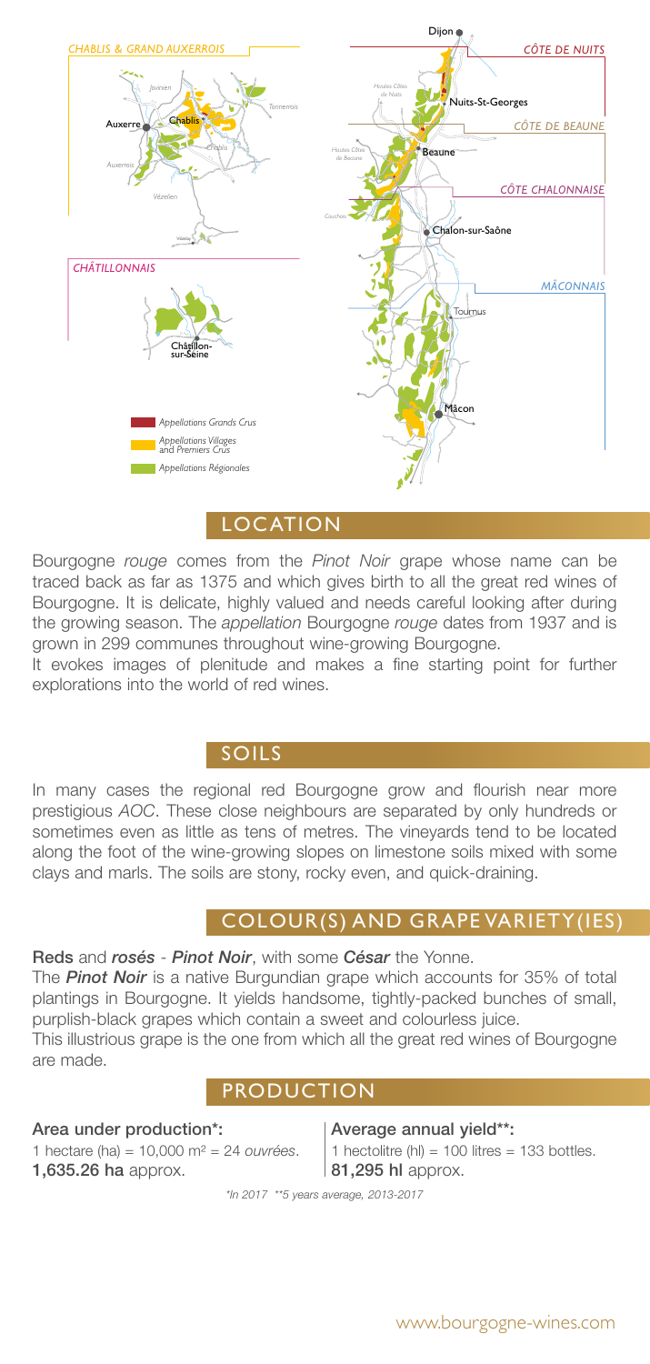CHABLIS & GRAND AUXERROIS

CÔTE DE NUITS

CÔTE DE BEAUNE

CÔTE CHALONNAISE

CHÂTILLONNAIS

MÂCONNAIS

Dijon

Nuits-St-Georges

Beaune

Chalon-sur-Saône

Tournus

Mâcon

Auxerre

Chablis

Châtillon-sur-Seine

*Appellations Grands Crus*

*Appellations Villages* and *Premiers Crus*

*Appellations Régionales*

## LOCATION

Bourgogne *rouge* comes from the *Pinot Noir* grape whose name can be traced back as far as 1375 and which gives birth to all the great red wines of Bourgogne. It is delicate, highly valued and needs careful looking after during the growing season. The *appellation* Bourgogne *rouge* dates from 1937 and is grown in 299 communes throughout wine-growing Bourgogne.

It evokes images of plenitude and makes a fine starting point for further explorations into the world of red wines.

## SOILS

In many cases the regional red Bourgogne grow and flourish near more prestigious *AOC*. These close neighbours are separated by only hundreds or sometimes even as little as tens of metres. The vineyards tend to be located along the foot of the wine-growing slopes on limestone soils mixed with some clays and marls. The soils are stony, rocky even, and quick-draining.

## COLOUR(S) AND GRAPE VARIETY(IES)

**Reds** and ***rosés*** - ***Pinot Noir***, with some ***César*** the Yonne.

The ***Pinot Noir*** is a native Burgundian grape which accounts for 35% of total plantings in Bourgogne. It yields handsome, tightly-packed bunches of small, purplish-black grapes which contain a sweet and colourless juice.

This illustrious grape is the one from which all the great red wines of Bourgogne are made.

## PRODUCTION

**Area under production\*:**
1 hectare (ha) = 10,000 m² = 24 *ouvrées*.
**1,635.26 ha** approx.

**Average annual yield\*\*:**
1 hectolitre (hl) = 100 litres = 133 bottles.
**81,295 hl** approx.

*\*In 2017 \*\*5 years average, 2013-2017*

www.bourgogne-wines.com